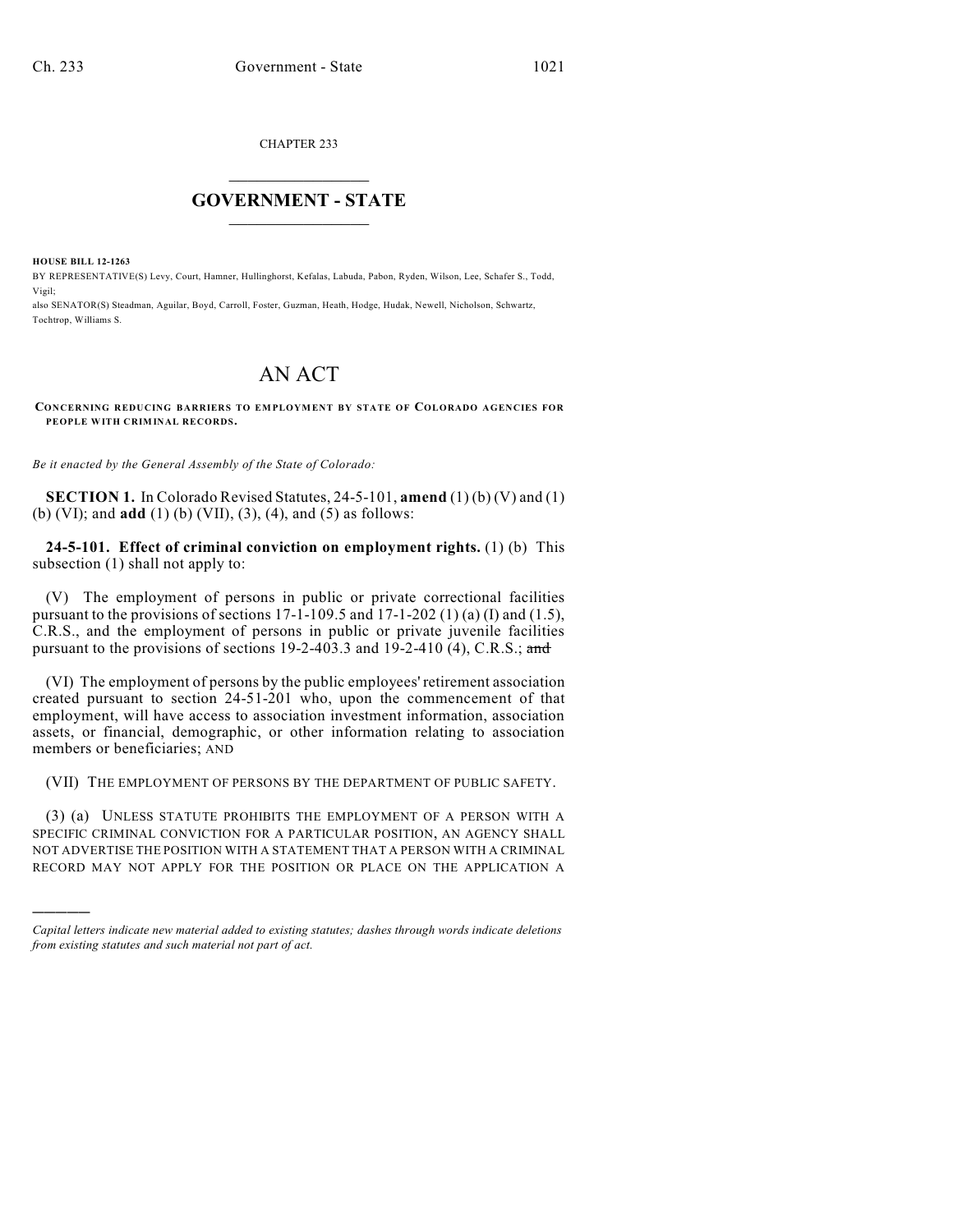CHAPTER 233

# GOVERNMENT - STATE

**HOUSE BILL 12-1263**

BY REPRESENTATIVE(S) Levy, Court, Hamner, Hullinghorst, Kefalas, Labuda, Pabon, Ryden, Wilson, Lee, Schafer S., Todd, Vigil;
also SENATOR(S) Steadman, Aguilar, Boyd, Carroll, Foster, Guzman, Heath, Hodge, Hudak, Newell, Nicholson, Schwartz, Tochtrop, Williams S.

# AN ACT

**CONCERNING REDUCING BARRIERS TO EMPLOYMENT BY STATE OF COLORADO AGENCIES FOR PEOPLE WITH CRIMINAL RECORDS.**

*Be it enacted by the General Assembly of the State of Colorado:*

**SECTION 1.** In Colorado Revised Statutes, 24-5-101, **amend** (1) (b) (V) and (1) (b) (VI); and **add** (1) (b) (VII), (3), (4), and (5) as follows:

**24-5-101. Effect of criminal conviction on employment rights.** (1) (b) This subsection (1) shall not apply to:

(V) The employment of persons in public or private correctional facilities pursuant to the provisions of sections 17-1-109.5 and 17-1-202 (1) (a) (I) and (1.5), C.R.S., and the employment of persons in public or private juvenile facilities pursuant to the provisions of sections 19-2-403.3 and 19-2-410 (4), C.R.S.; ~~and~~

(VI) The employment of persons by the public employees' retirement association created pursuant to section 24-51-201 who, upon the commencement of that employment, will have access to association investment information, association assets, or financial, demographic, or other information relating to association members or beneficiaries; AND

(VII) THE EMPLOYMENT OF PERSONS BY THE DEPARTMENT OF PUBLIC SAFETY.

(3) (a) UNLESS STATUTE PROHIBITS THE EMPLOYMENT OF A PERSON WITH A SPECIFIC CRIMINAL CONVICTION FOR A PARTICULAR POSITION, AN AGENCY SHALL NOT ADVERTISE THE POSITION WITH A STATEMENT THAT A PERSON WITH A CRIMINAL RECORD MAY NOT APPLY FOR THE POSITION OR PLACE ON THE APPLICATION A

---

*Capital letters indicate new material added to existing statutes; dashes through words indicate deletions from existing statutes and such material not part of act.*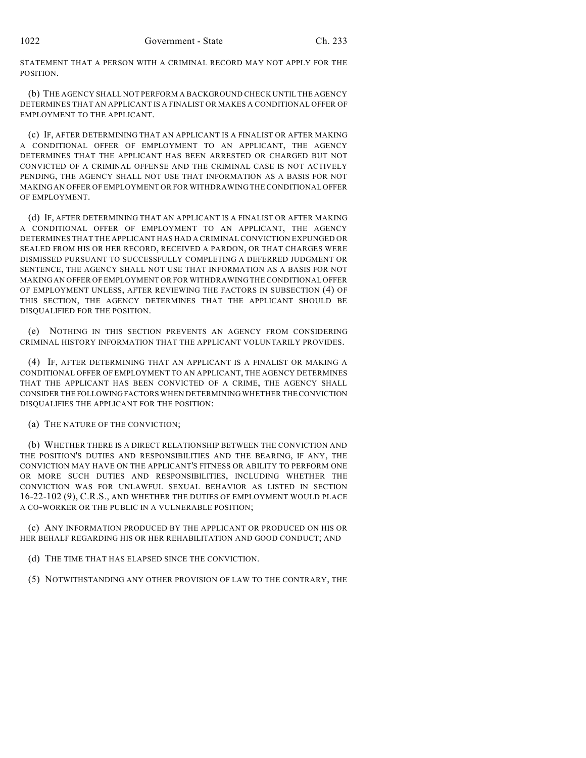STATEMENT THAT A PERSON WITH A CRIMINAL RECORD MAY NOT APPLY FOR THE POSITION.

(b) THE AGENCY SHALL NOT PERFORM A BACKGROUND CHECK UNTIL THE AGENCY DETERMINES THAT AN APPLICANT IS A FINALIST OR MAKES A CONDITIONAL OFFER OF EMPLOYMENT TO THE APPLICANT.

(c) IF, AFTER DETERMINING THAT AN APPLICANT IS A FINALIST OR AFTER MAKING A CONDITIONAL OFFER OF EMPLOYMENT TO AN APPLICANT, THE AGENCY DETERMINES THAT THE APPLICANT HAS BEEN ARRESTED OR CHARGED BUT NOT CONVICTED OF A CRIMINAL OFFENSE AND THE CRIMINAL CASE IS NOT ACTIVELY PENDING, THE AGENCY SHALL NOT USE THAT INFORMATION AS A BASIS FOR NOT MAKING AN OFFER OF EMPLOYMENT OR FOR WITHDRAWING THE CONDITIONAL OFFER OF EMPLOYMENT.

(d) IF, AFTER DETERMINING THAT AN APPLICANT IS A FINALIST OR AFTER MAKING A CONDITIONAL OFFER OF EMPLOYMENT TO AN APPLICANT, THE AGENCY DETERMINES THAT THE APPLICANT HAS HAD A CRIMINAL CONVICTION EXPUNGED OR SEALED FROM HIS OR HER RECORD, RECEIVED A PARDON, OR THAT CHARGES WERE DISMISSED PURSUANT TO SUCCESSFULLY COMPLETING A DEFERRED JUDGMENT OR SENTENCE, THE AGENCY SHALL NOT USE THAT INFORMATION AS A BASIS FOR NOT MAKING AN OFFER OF EMPLOYMENT OR FOR WITHDRAWING THE CONDITIONAL OFFER OF EMPLOYMENT UNLESS, AFTER REVIEWING THE FACTORS IN SUBSECTION (4) OF THIS SECTION, THE AGENCY DETERMINES THAT THE APPLICANT SHOULD BE DISQUALIFIED FOR THE POSITION.

(e) NOTHING IN THIS SECTION PREVENTS AN AGENCY FROM CONSIDERING CRIMINAL HISTORY INFORMATION THAT THE APPLICANT VOLUNTARILY PROVIDES.

(4) IF, AFTER DETERMINING THAT AN APPLICANT IS A FINALIST OR MAKING A CONDITIONAL OFFER OF EMPLOYMENT TO AN APPLICANT, THE AGENCY DETERMINES THAT THE APPLICANT HAS BEEN CONVICTED OF A CRIME, THE AGENCY SHALL CONSIDER THE FOLLOWING FACTORS WHEN DETERMINING WHETHER THE CONVICTION DISQUALIFIES THE APPLICANT FOR THE POSITION:

(a) THE NATURE OF THE CONVICTION;

(b) WHETHER THERE IS A DIRECT RELATIONSHIP BETWEEN THE CONVICTION AND THE POSITION'S DUTIES AND RESPONSIBILITIES AND THE BEARING, IF ANY, THE CONVICTION MAY HAVE ON THE APPLICANT'S FITNESS OR ABILITY TO PERFORM ONE OR MORE SUCH DUTIES AND RESPONSIBILITIES, INCLUDING WHETHER THE CONVICTION WAS FOR UNLAWFUL SEXUAL BEHAVIOR AS LISTED IN SECTION 16-22-102 (9), C.R.S., AND WHETHER THE DUTIES OF EMPLOYMENT WOULD PLACE A CO-WORKER OR THE PUBLIC IN A VULNERABLE POSITION;

(c) ANY INFORMATION PRODUCED BY THE APPLICANT OR PRODUCED ON HIS OR HER BEHALF REGARDING HIS OR HER REHABILITATION AND GOOD CONDUCT; AND

(d) THE TIME THAT HAS ELAPSED SINCE THE CONVICTION.

(5) NOTWITHSTANDING ANY OTHER PROVISION OF LAW TO THE CONTRARY, THE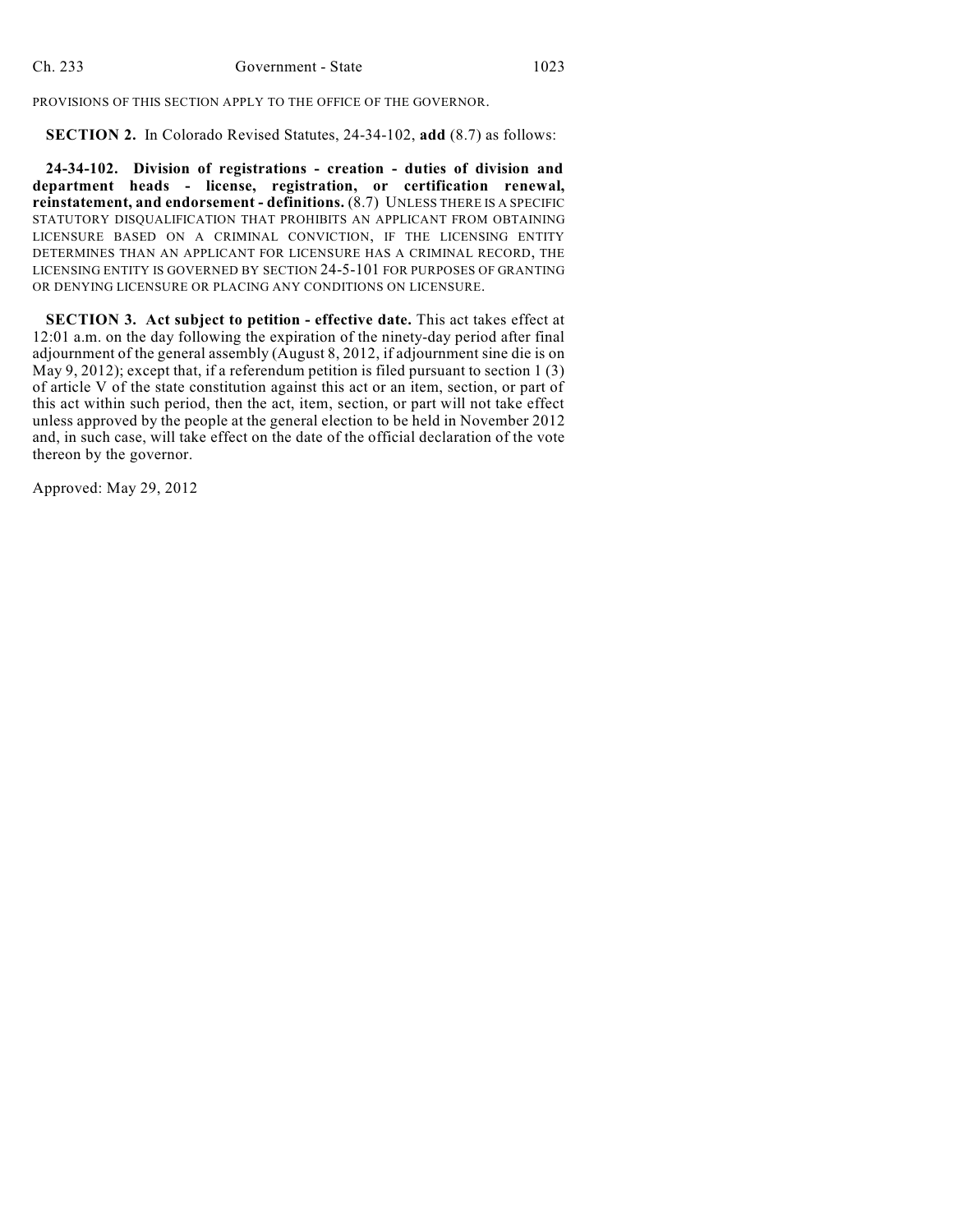PROVISIONS OF THIS SECTION APPLY TO THE OFFICE OF THE GOVERNOR.

**SECTION 2.** In Colorado Revised Statutes, 24-34-102, **add** (8.7) as follows:

**24-34-102. Division of registrations - creation - duties of division and department heads - license, registration, or certification renewal, reinstatement, and endorsement - definitions.** (8.7) UNLESS THERE IS A SPECIFIC STATUTORY DISQUALIFICATION THAT PROHIBITS AN APPLICANT FROM OBTAINING LICENSURE BASED ON A CRIMINAL CONVICTION, IF THE LICENSING ENTITY DETERMINES THAN AN APPLICANT FOR LICENSURE HAS A CRIMINAL RECORD, THE LICENSING ENTITY IS GOVERNED BY SECTION 24-5-101 FOR PURPOSES OF GRANTING OR DENYING LICENSURE OR PLACING ANY CONDITIONS ON LICENSURE.

**SECTION 3. Act subject to petition - effective date.** This act takes effect at 12:01 a.m. on the day following the expiration of the ninety-day period after final adjournment of the general assembly (August 8, 2012, if adjournment sine die is on May 9, 2012); except that, if a referendum petition is filed pursuant to section 1 (3) of article V of the state constitution against this act or an item, section, or part of this act within such period, then the act, item, section, or part will not take effect unless approved by the people at the general election to be held in November 2012 and, in such case, will take effect on the date of the official declaration of the vote thereon by the governor.

Approved: May 29, 2012